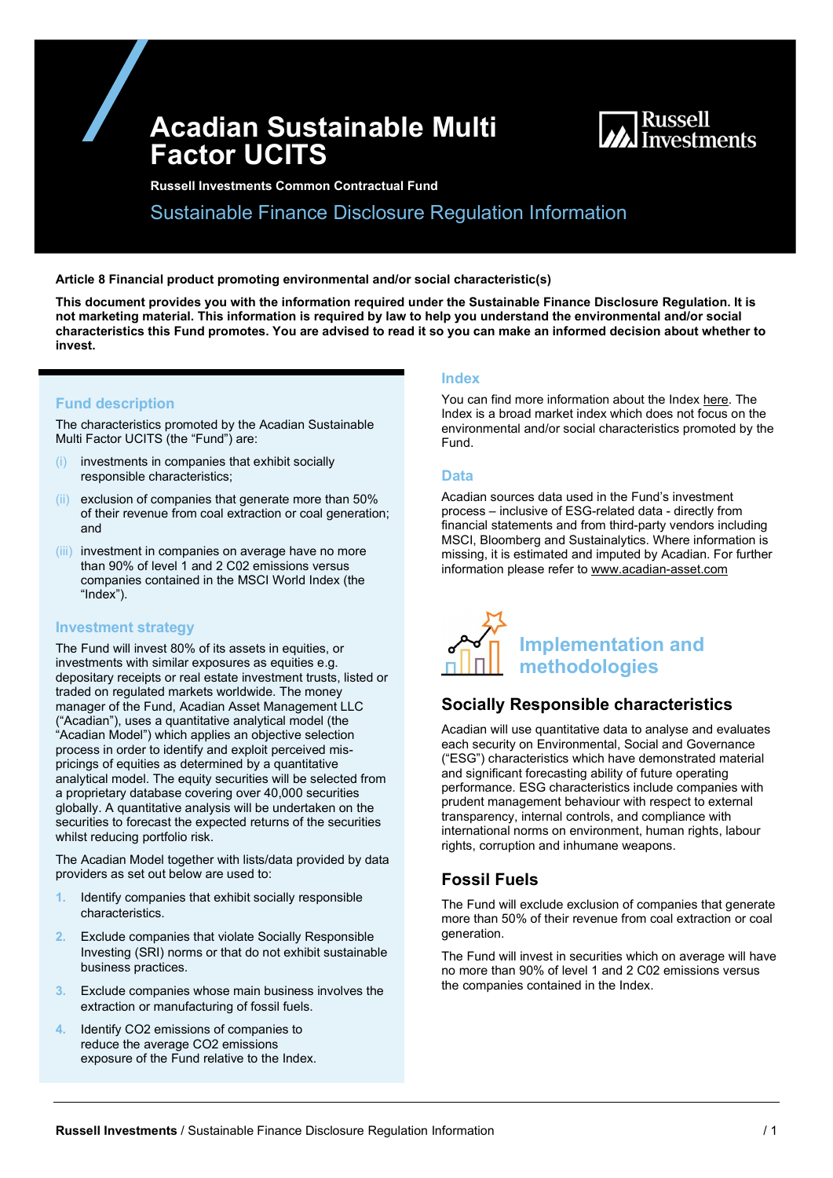# Acadian Sustainable Multi Factor UCITS

**Russell Investments Common Contractual Fund**

## Sustainable Finance Disclosure Regulation Information

**Article 8 Financial product promoting environmental and/or social characteristic(s)**

**This document provides you with the information required under the Sustainable Finance Disclosure Regulation. It is not marketing material. This information is required by law to help you understand the environmental and/or social characteristics this Fund promotes. You are advised to read it so you can make an informed decision about whether to invest.**

### Fund description

The characteristics promoted by the Acadian Sustainable Multi Factor UCITS (the "Fund") are:

(i) investments in companies that exhibit socially responsible characteristics;

(ii) exclusion of companies that generate more than 50% of their revenue from coal extraction or coal generation; and

(iii) investment in companies on average have no more than 90% of level 1 and 2 C02 emissions versus companies contained in the MSCI World Index (the "Index").

### Investment strategy

The Fund will invest 80% of its assets in equities, or investments with similar exposures as equities e.g. depositary receipts or real estate investment trusts, listed or traded on regulated markets worldwide. The money manager of the Fund, Acadian Asset Management LLC ("Acadian"), uses a quantitative analytical model (the "Acadian Model") which applies an objective selection process in order to identify and exploit perceived mis-pricings of equities as determined by a quantitative analytical model. The equity securities will be selected from a proprietary database covering over 40,000 securities globally. A quantitative analysis will be undertaken on the securities to forecast the expected returns of the securities whilst reducing portfolio risk.

The Acadian Model together with lists/data provided by data providers as set out below are used to:

1. Identify companies that exhibit socially responsible characteristics.
2. Exclude companies that violate Socially Responsible Investing (SRI) norms or that do not exhibit sustainable business practices.
3. Exclude companies whose main business involves the extraction or manufacturing of fossil fuels.
4. Identify CO2 emissions of companies to reduce the average CO2 emissions exposure of the Fund relative to the Index.

### Index

You can find more information about the Index here. The Index is a broad market index which does not focus on the environmental and/or social characteristics promoted by the Fund.

### Data

Acadian sources data used in the Fund's investment process – inclusive of ESG-related data - directly from financial statements and from third-party vendors including MSCI, Bloomberg and Sustainalytics. Where information is missing, it is estimated and imputed by Acadian. For further information please refer to www.acadian-asset.com

## Implementation and methodologies

### Socially Responsible characteristics

Acadian will use quantitative data to analyse and evaluates each security on Environmental, Social and Governance ("ESG") characteristics which have demonstrated material and significant forecasting ability of future operating performance. ESG characteristics include companies with prudent management behaviour with respect to external transparency, internal controls, and compliance with international norms on environment, human rights, labour rights, corruption and inhumane weapons.

### Fossil Fuels

The Fund will exclude exclusion of companies that generate more than 50% of their revenue from coal extraction or coal generation.

The Fund will invest in securities which on average will have no more than 90% of level 1 and 2 C02 emissions versus the companies contained in the Index.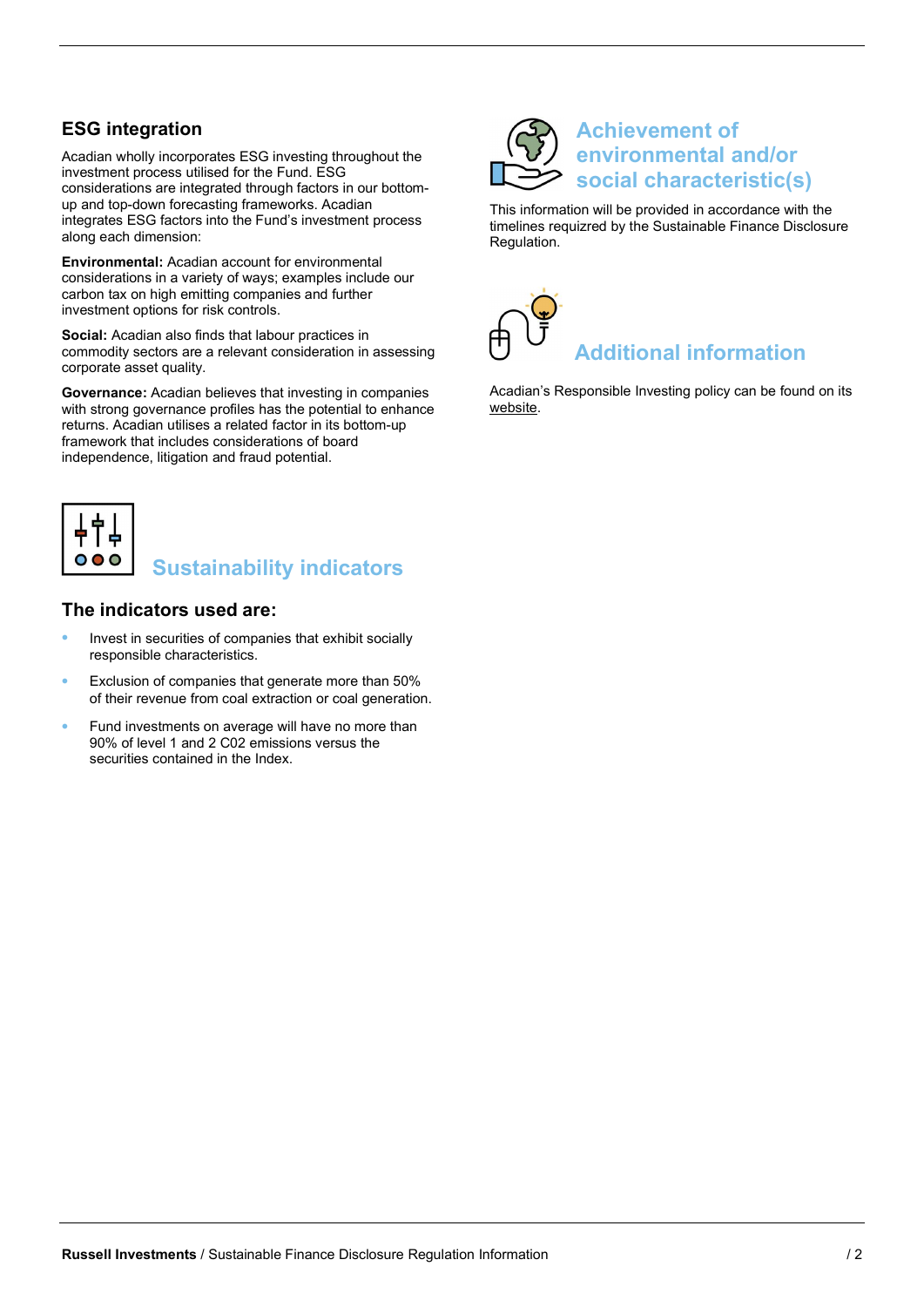## ESG integration

Acadian wholly incorporates ESG investing throughout the investment process utilised for the Fund. ESG considerations are integrated through factors in our bottom-up and top-down forecasting frameworks. Acadian integrates ESG factors into the Fund's investment process along each dimension:

**Environmental:** Acadian account for environmental considerations in a variety of ways; examples include our carbon tax on high emitting companies and further investment options for risk controls.

**Social:** Acadian also finds that labour practices in commodity sectors are a relevant consideration in assessing corporate asset quality.

**Governance:** Acadian believes that investing in companies with strong governance profiles has the potential to enhance returns. Acadian utilises a related factor in its bottom-up framework that includes considerations of board independence, litigation and fraud potential.

## Sustainability indicators

### The indicators used are:

- Invest in securities of companies that exhibit socially responsible characteristics.
- Exclusion of companies that generate more than 50% of their revenue from coal extraction or coal generation.
- Fund investments on average will have no more than 90% of level 1 and 2 C02 emissions versus the securities contained in the Index.

## Achievement of environmental and/or social characteristic(s)

This information will be provided in accordance with the timelines requizred by the Sustainable Finance Disclosure Regulation.

## Additional information

Acadian's Responsible Investing policy can be found on its website.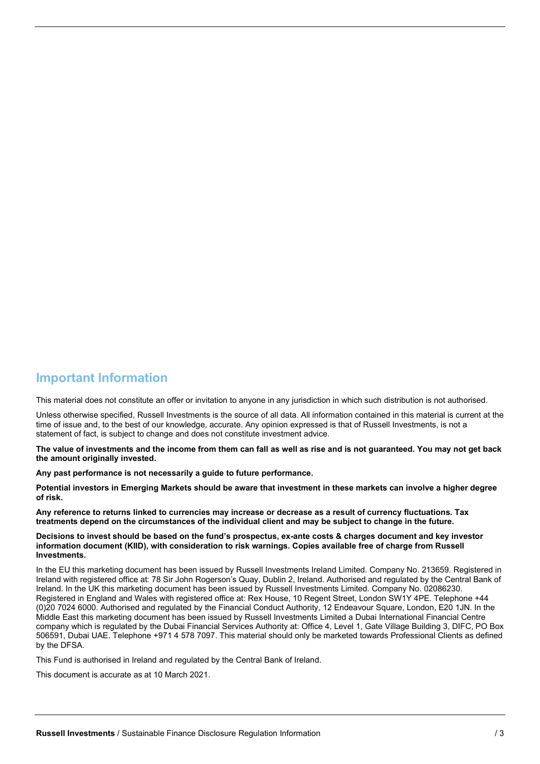## Important Information

This material does not constitute an offer or invitation to anyone in any jurisdiction in which such distribution is not authorised.

Unless otherwise specified, Russell Investments is the source of all data. All information contained in this material is current at the time of issue and, to the best of our knowledge, accurate. Any opinion expressed is that of Russell Investments, is not a statement of fact, is subject to change and does not constitute investment advice.

**The value of investments and the income from them can fall as well as rise and is not guaranteed. You may not get back the amount originally invested.**

**Any past performance is not necessarily a guide to future performance.**

**Potential investors in Emerging Markets should be aware that investment in these markets can involve a higher degree of risk.**

**Any reference to returns linked to currencies may increase or decrease as a result of currency fluctuations. Tax treatments depend on the circumstances of the individual client and may be subject to change in the future.**

**Decisions to invest should be based on the fund's prospectus, ex-ante costs & charges document and key investor information document (KIID), with consideration to risk warnings. Copies available free of charge from Russell Investments.**

In the EU this marketing document has been issued by Russell Investments Ireland Limited. Company No. 213659. Registered in Ireland with registered office at: 78 Sir John Rogerson's Quay, Dublin 2, Ireland. Authorised and regulated by the Central Bank of Ireland. In the UK this marketing document has been issued by Russell Investments Limited. Company No. 02086230. Registered in England and Wales with registered office at: Rex House, 10 Regent Street, London SW1Y 4PE. Telephone +44 (0)20 7024 6000. Authorised and regulated by the Financial Conduct Authority, 12 Endeavour Square, London, E20 1JN. In the Middle East this marketing document has been issued by Russell Investments Limited a Dubai International Financial Centre company which is regulated by the Dubai Financial Services Authority at: Office 4, Level 1, Gate Village Building 3, DIFC, PO Box 506591, Dubai UAE. Telephone +971 4 578 7097. This material should only be marketed towards Professional Clients as defined by the DFSA.

This Fund is authorised in Ireland and regulated by the Central Bank of Ireland.

This document is accurate as at 10 March 2021.